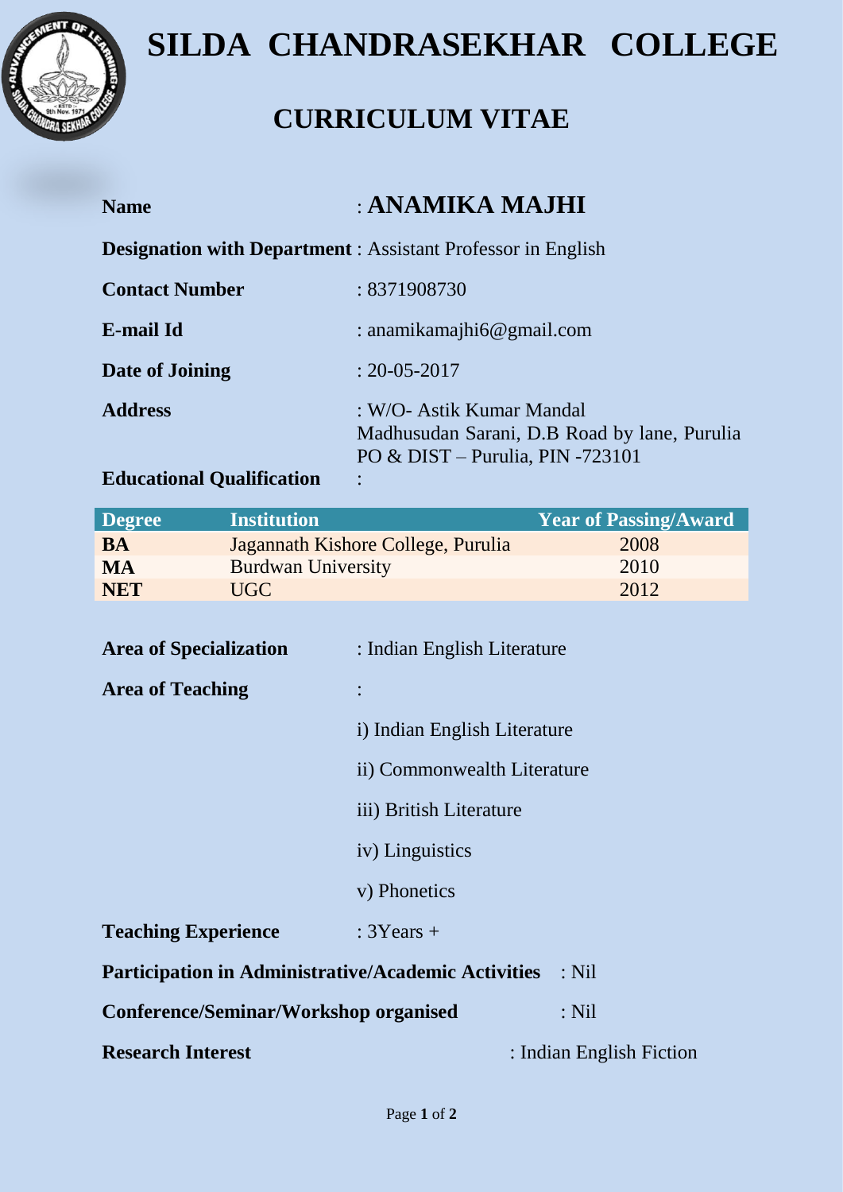# SILDA CHANDRASEKHAR COLLEGE

## CURRICULUM VITAE

**Name** : **ANAMIKA MAJHI**

**Designation with Department** : Assistant Professor in English

**Contact Number** : 8371908730

**E-mail Id** : anamikamajhi6@gmail.com

**Date of Joining** : 20-05-2017

**Address** : W/O- Astik Kumar Mandal
Madhusudan Sarani, D.B Road by lane, Purulia
PO & DIST – Purulia, PIN -723101

**Educational Qualification** :

| Degree | Institution | Year of Passing/Award |
|---|---|---|
| **BA** | Jagannath Kishore College, Purulia | 2008 |
| **MA** | Burdwan University | 2010 |
| **NET** | UGC | 2012 |

**Area of Specialization** : Indian English Literature

**Area of Teaching** :

i) Indian English Literature

ii) Commonwealth Literature

iii) British Literature

iv) Linguistics

v) Phonetics

**Teaching Experience** : 3Years +

**Participation in Administrative/Academic Activities** : Nil

**Conference/Seminar/Workshop organised** : Nil

**Research Interest** : Indian English Fiction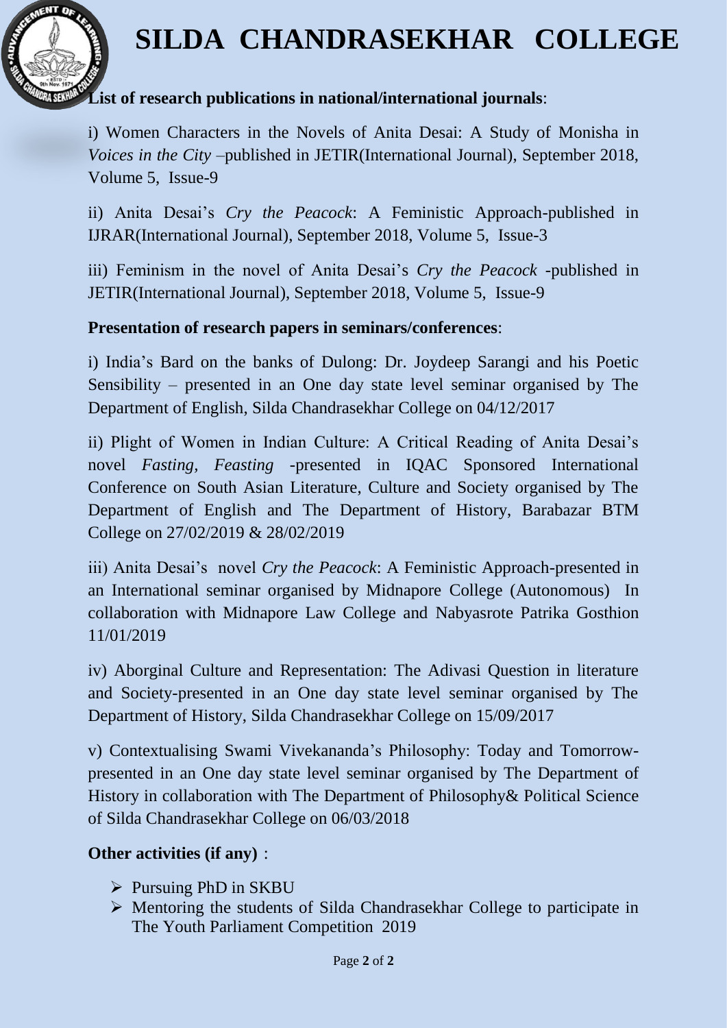# SILDA CHANDRASEKHAR COLLEGE

**List of research publications in national/international journals**:

i) Women Characters in the Novels of Anita Desai: A Study of Monisha in *Voices in the City* –published in JETIR(International Journal), September 2018, Volume 5, Issue-9

ii) Anita Desai's *Cry the Peacock*: A Feministic Approach-published in IJRAR(International Journal), September 2018, Volume 5, Issue-3

iii) Feminism in the novel of Anita Desai's *Cry the Peacock* -published in JETIR(International Journal), September 2018, Volume 5, Issue-9

**Presentation of research papers in seminars/conferences**:

i) India's Bard on the banks of Dulong: Dr. Joydeep Sarangi and his Poetic Sensibility – presented in an One day state level seminar organised by The Department of English, Silda Chandrasekhar College on 04/12/2017

ii) Plight of Women in Indian Culture: A Critical Reading of Anita Desai's novel *Fasting, Feasting* -presented in IQAC Sponsored International Conference on South Asian Literature, Culture and Society organised by The Department of English and The Department of History, Barabazar BTM College on 27/02/2019 & 28/02/2019

iii) Anita Desai's novel *Cry the Peacock*: A Feministic Approach-presented in an International seminar organised by Midnapore College (Autonomous) In collaboration with Midnapore Law College and Nabyasrote Patrika Gosthion 11/01/2019

iv) Aborginal Culture and Representation: The Adivasi Question in literature and Society-presented in an One day state level seminar organised by The Department of History, Silda Chandrasekhar College on 15/09/2017

v) Contextualising Swami Vivekananda's Philosophy: Today and Tomorrow-presented in an One day state level seminar organised by The Department of History in collaboration with The Department of Philosophy& Political Science of Silda Chandrasekhar College on 06/03/2018

**Other activities (if any)** :

- Pursuing PhD in SKBU
- Mentoring the students of Silda Chandrasekhar College to participate in The Youth Parliament Competition 2019